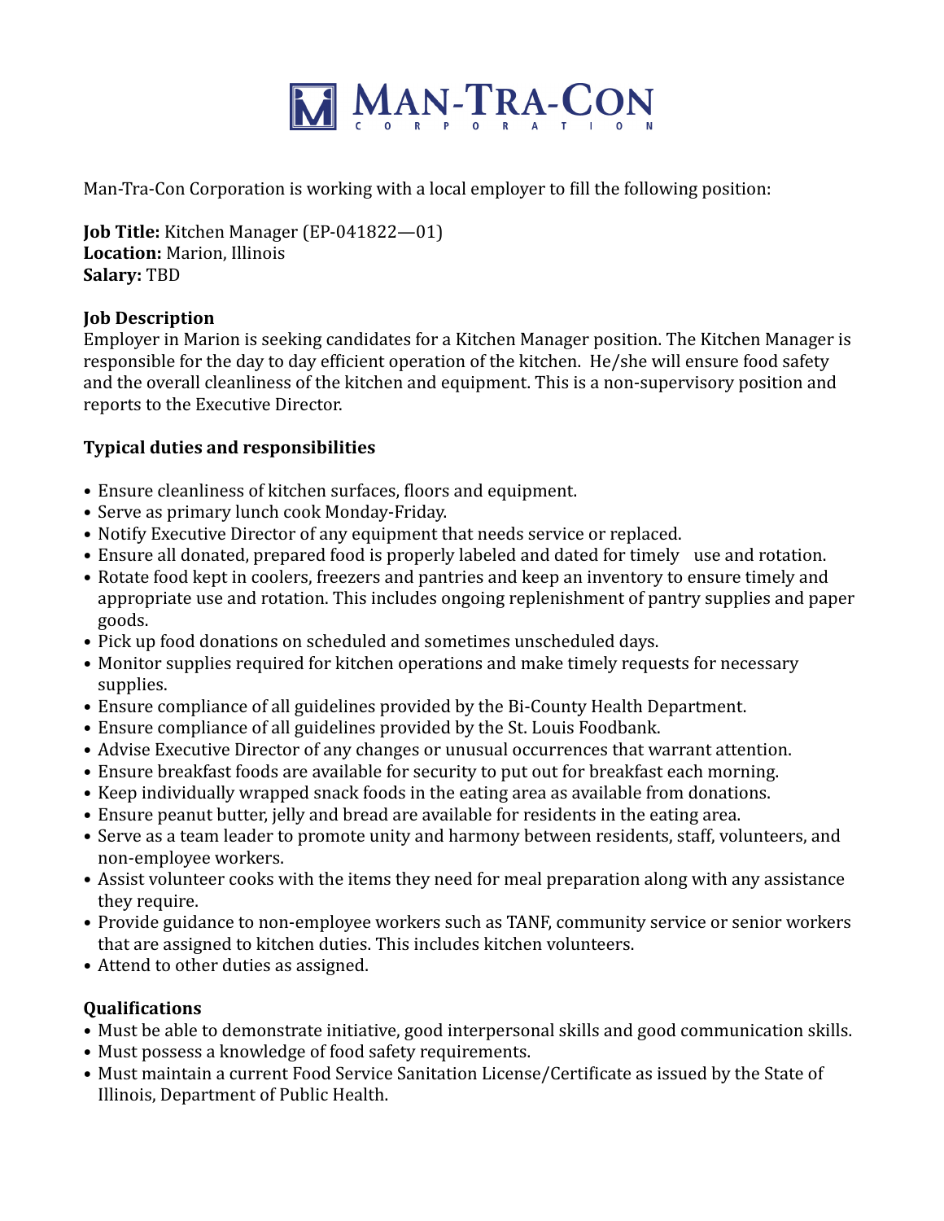# MAN-TRA-CON CORPORATION

Man-Tra-Con Corporation is working with a local employer to fill the following position:

**Job Title:** Kitchen Manager (EP-041822—01)
**Location:** Marion, Illinois
**Salary:** TBD

**Job Description**
Employer in Marion is seeking candidates for a Kitchen Manager position. The Kitchen Manager is responsible for the day to day efficient operation of the kitchen. He/she will ensure food safety and the overall cleanliness of the kitchen and equipment. This is a non-supervisory position and reports to the Executive Director.

**Typical duties and responsibilities**

- Ensure cleanliness of kitchen surfaces, floors and equipment.
- Serve as primary lunch cook Monday-Friday.
- Notify Executive Director of any equipment that needs service or replaced.
- Ensure all donated, prepared food is properly labeled and dated for timely use and rotation.
- Rotate food kept in coolers, freezers and pantries and keep an inventory to ensure timely and appropriate use and rotation. This includes ongoing replenishment of pantry supplies and paper goods.
- Pick up food donations on scheduled and sometimes unscheduled days.
- Monitor supplies required for kitchen operations and make timely requests for necessary supplies.
- Ensure compliance of all guidelines provided by the Bi-County Health Department.
- Ensure compliance of all guidelines provided by the St. Louis Foodbank.
- Advise Executive Director of any changes or unusual occurrences that warrant attention.
- Ensure breakfast foods are available for security to put out for breakfast each morning.
- Keep individually wrapped snack foods in the eating area as available from donations.
- Ensure peanut butter, jelly and bread are available for residents in the eating area.
- Serve as a team leader to promote unity and harmony between residents, staff, volunteers, and non-employee workers.
- Assist volunteer cooks with the items they need for meal preparation along with any assistance they require.
- Provide guidance to non-employee workers such as TANF, community service or senior workers that are assigned to kitchen duties. This includes kitchen volunteers.
- Attend to other duties as assigned.

**Qualifications**

- Must be able to demonstrate initiative, good interpersonal skills and good communication skills.
- Must possess a knowledge of food safety requirements.
- Must maintain a current Food Service Sanitation License/Certificate as issued by the State of Illinois, Department of Public Health.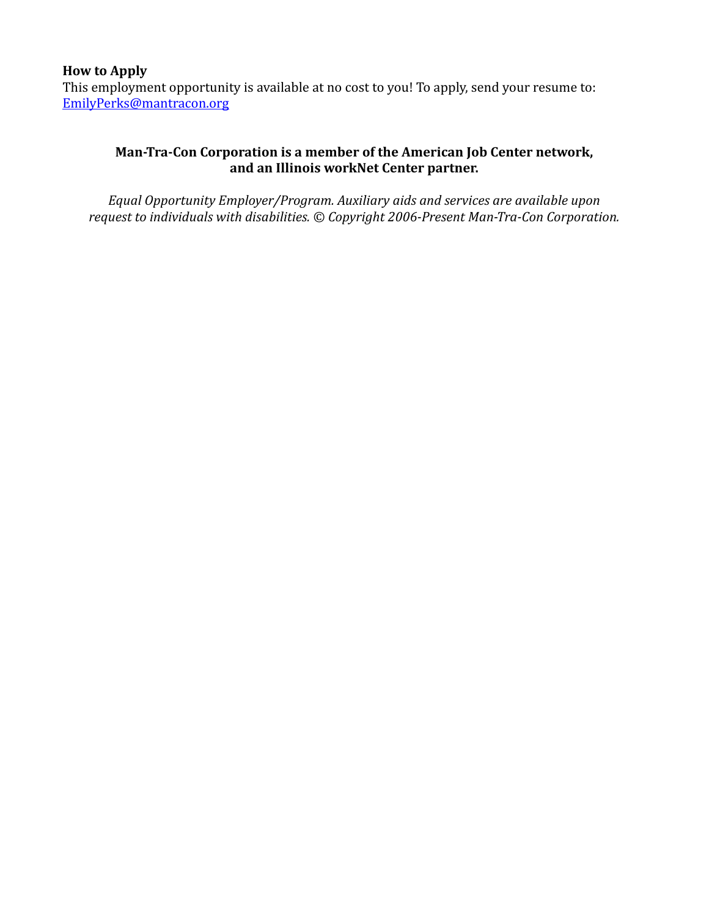**How to Apply**
This employment opportunity is available at no cost to you! To apply, send your resume to: EmilyPerks@mantracon.org

**Man-Tra-Con Corporation is a member of the American Job Center network, and an Illinois workNet Center partner.**

*Equal Opportunity Employer/Program. Auxiliary aids and services are available upon request to individuals with disabilities. © Copyright 2006-Present Man-Tra-Con Corporation.*